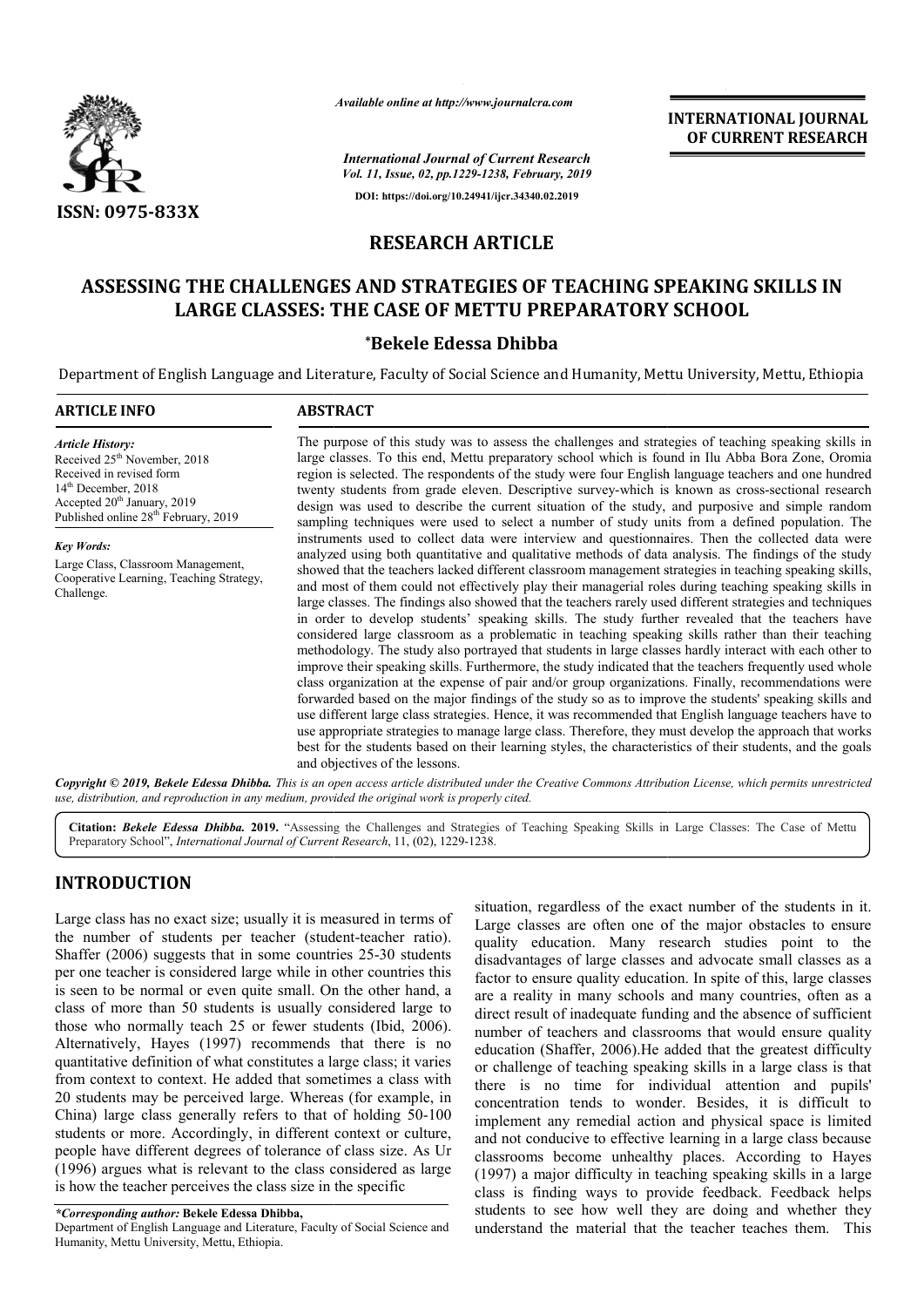# RESEARCH ARTICLE

# ASSESSING THE CHALLENGES AND STRATEGIES OF TEACHING SPEAKING SKILLS IN LARGE CLASSES: THE CASE OF METTU PREPARATORY SCHOOL

**\*Bekele Edessa Dhibba**

Department of English Language and Literature, Faculty of Social Science and Humanity, Mettu University, Mettu, Ethiopia

## ARTICLE INFO

*Article History:*

Received 25th November, 2018
Received in revised form
14th December, 2018
Accepted 20th January, 2019
Published online 28th February, 2019

*Key Words:*

Large Class, Classroom Management, Cooperative Learning, Teaching Strategy, Challenge.

## ABSTRACT

The purpose of this study was to assess the challenges and strategies of teaching speaking skills in large classes. To this end, Mettu preparatory school which is found in Ilu Abba Bora Zone, Oromia region is selected. The respondents of the study were four English language teachers and one hundred twenty students from grade eleven. Descriptive survey-which is known as cross-sectional research design was used to describe the current situation of the study, and purposive and simple random sampling techniques were used to select a number of study units from a defined population. The instruments used to collect data were interview and questionnaires. Then the collected data were analyzed using both quantitative and qualitative methods of data analysis. The findings of the study showed that the teachers lacked different classroom management strategies in teaching speaking skills, and most of them could not effectively play their managerial roles during teaching speaking skills in large classes. The findings also showed that the teachers rarely used different strategies and techniques in order to develop students' speaking skills. The study further revealed that the teachers have considered large classroom as a problematic in teaching speaking skills rather than their teaching methodology. The study also portrayed that students in large classes hardly interact with each other to improve their speaking skills. Furthermore, the study indicated that the teachers frequently used whole class organization at the expense of pair and/or group organizations. Finally, recommendations were forwarded based on the major findings of the study so as to improve the students' speaking skills and use different large class strategies. Hence, it was recommended that English language teachers have to use appropriate strategies to manage large class. Therefore, they must develop the approach that works best for the students based on their learning styles, the characteristics of their students, and the goals and objectives of the lessons.

*Copyright © 2019, Bekele Edessa Dhibba. This is an open access article distributed under the Creative Commons Attribution License, which permits unrestricted use, distribution, and reproduction in any medium, provided the original work is properly cited.*

**Citation:** *Bekele Edessa Dhibba.* **2019.** "Assessing the Challenges and Strategies of Teaching Speaking Skills in Large Classes: The Case of Mettu Preparatory School", *International Journal of Current Research*, 11, (02), 1229-1238.

## INTRODUCTION

Large class has no exact size; usually it is measured in terms of the number of students per teacher (student-teacher ratio). Shaffer (2006) suggests that in some countries 25-30 students per one teacher is considered large while in other countries this is seen to be normal or even quite small. On the other hand, a class of more than 50 students is usually considered large to those who normally teach 25 or fewer students (Ibid, 2006). Alternatively, Hayes (1997) recommends that there is no quantitative definition of what constitutes a large class; it varies from context to context. He added that sometimes a class with 20 students may be perceived large. Whereas (for example, in China) large class generally refers to that of holding 50-100 students or more. Accordingly, in different context or culture, people have different degrees of tolerance of class size. As Ur (1996) argues what is relevant to the class considered as large is how the teacher perceives the class size in the specific situation, regardless of the exact number of the students in it. Large classes are often one of the major obstacles to ensure quality education. Many research studies point to the disadvantages of large classes and advocate small classes as a factor to ensure quality education. In spite of this, large classes are a reality in many schools and many countries, often as a direct result of inadequate funding and the absence of sufficient number of teachers and classrooms that would ensure quality education (Shaffer, 2006).He added that the greatest difficulty or challenge of teaching speaking skills in a large class is that there is no time for individual attention and pupils' concentration tends to wonder. Besides, it is difficult to implement any remedial action and physical space is limited and not conducive to effective learning in a large class because classrooms become unhealthy places. According to Hayes (1997) a major difficulty in teaching speaking skills in a large class is finding ways to provide feedback. Feedback helps students to see how well they are doing and whether they understand the material that the teacher teaches them. This

*\*Corresponding author:* **Bekele Edessa Dhibba,**
Department of English Language and Literature, Faculty of Social Science and Humanity, Mettu University, Mettu, Ethiopia.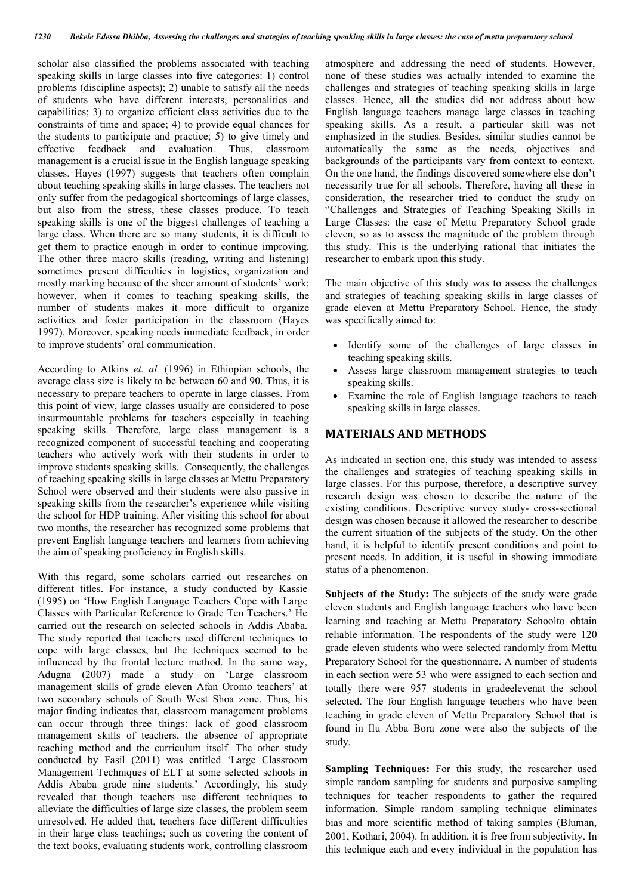scholar also classified the problems associated with teaching speaking skills in large classes into five categories: 1) control problems (discipline aspects); 2) unable to satisfy all the needs of students who have different interests, personalities and capabilities; 3) to organize efficient class activities due to the constraints of time and space; 4) to provide equal chances for the students to participate and practice; 5) to give timely and effective feedback and evaluation. Thus, classroom management is a crucial issue in the English language speaking classes. Hayes (1997) suggests that teachers often complain about teaching speaking skills in large classes. The teachers not only suffer from the pedagogical shortcomings of large classes, but also from the stress, these classes produce. To teach speaking skills is one of the biggest challenges of teaching a large class. When there are so many students, it is difficult to get them to practice enough in order to continue improving. The other three macro skills (reading, writing and listening) sometimes present difficulties in logistics, organization and mostly marking because of the sheer amount of students' work; however, when it comes to teaching speaking skills, the number of students makes it more difficult to organize activities and foster participation in the classroom (Hayes 1997). Moreover, speaking needs immediate feedback, in order to improve students' oral communication.

According to Atkins *et. al.* (1996) in Ethiopian schools, the average class size is likely to be between 60 and 90. Thus, it is necessary to prepare teachers to operate in large classes. From this point of view, large classes usually are considered to pose insurmountable problems for teachers especially in teaching speaking skills. Therefore, large class management is a recognized component of successful teaching and cooperating teachers who actively work with their students in order to improve students speaking skills. Consequently, the challenges of teaching speaking skills in large classes at Mettu Preparatory School were observed and their students were also passive in speaking skills from the researcher's experience while visiting the school for HDP training. After visiting this school for about two months, the researcher has recognized some problems that prevent English language teachers and learners from achieving the aim of speaking proficiency in English skills.

With this regard, some scholars carried out researches on different titles. For instance, a study conducted by Kassie (1995) on 'How English Language Teachers Cope with Large Classes with Particular Reference to Grade Ten Teachers.' He carried out the research on selected schools in Addis Ababa. The study reported that teachers used different techniques to cope with large classes, but the techniques seemed to be influenced by the frontal lecture method. In the same way, Adugna (2007) made a study on 'Large classroom management skills of grade eleven Afan Oromo teachers' at two secondary schools of South West Shoa zone. Thus, his major finding indicates that, classroom management problems can occur through three things: lack of good classroom management skills of teachers, the absence of appropriate teaching method and the curriculum itself. The other study conducted by Fasil (2011) was entitled 'Large Classroom Management Techniques of ELT at some selected schools in Addis Ababa grade nine students.' Accordingly, his study revealed that though teachers use different techniques to alleviate the difficulties of large size classes, the problem seem unresolved. He added that, teachers face different difficulties in their large class teachings; such as covering the content of the text books, evaluating students work, controlling classroom atmosphere and addressing the need of students. However, none of these studies was actually intended to examine the challenges and strategies of teaching speaking skills in large classes. Hence, all the studies did not address about how English language teachers manage large classes in teaching speaking skills. As a result, a particular skill was not emphasized in the studies. Besides, similar studies cannot be automatically the same as the needs, objectives and backgrounds of the participants vary from context to context. On the one hand, the findings discovered somewhere else don't necessarily true for all schools. Therefore, having all these in consideration, the researcher tried to conduct the study on "Challenges and Strategies of Teaching Speaking Skills in Large Classes: the case of Mettu Preparatory School grade eleven, so as to assess the magnitude of the problem through this study. This is the underlying rational that initiates the researcher to embark upon this study.

The main objective of this study was to assess the challenges and strategies of teaching speaking skills in large classes of grade eleven at Mettu Preparatory School. Hence, the study was specifically aimed to:

- Identify some of the challenges of large classes in teaching speaking skills.
- Assess large classroom management strategies to teach speaking skills.
- Examine the role of English language teachers to teach speaking skills in large classes.

## MATERIALS AND METHODS

As indicated in section one, this study was intended to assess the challenges and strategies of teaching speaking skills in large classes. For this purpose, therefore, a descriptive survey research design was chosen to describe the nature of the existing conditions. Descriptive survey study- cross-sectional design was chosen because it allowed the researcher to describe the current situation of the subjects of the study. On the other hand, it is helpful to identify present conditions and point to present needs. In addition, it is useful in showing immediate status of a phenomenon.

**Subjects of the Study:** The subjects of the study were grade eleven students and English language teachers who have been learning and teaching at Mettu Preparatory Schoolto obtain reliable information. The respondents of the study were 120 grade eleven students who were selected randomly from Mettu Preparatory School for the questionnaire. A number of students in each section were 53 who were assigned to each section and totally there were 957 students in gradeelevenat the school selected. The four English language teachers who have been teaching in grade eleven of Mettu Preparatory School that is found in Ilu Abba Bora zone were also the subjects of the study.

**Sampling Techniques:** For this study, the researcher used simple random sampling for students and purposive sampling techniques for teacher respondents to gather the required information. Simple random sampling technique eliminates bias and more scientific method of taking samples (Bluman, 2001, Kothari, 2004). In addition, it is free from subjectivity. In this technique each and every individual in the population has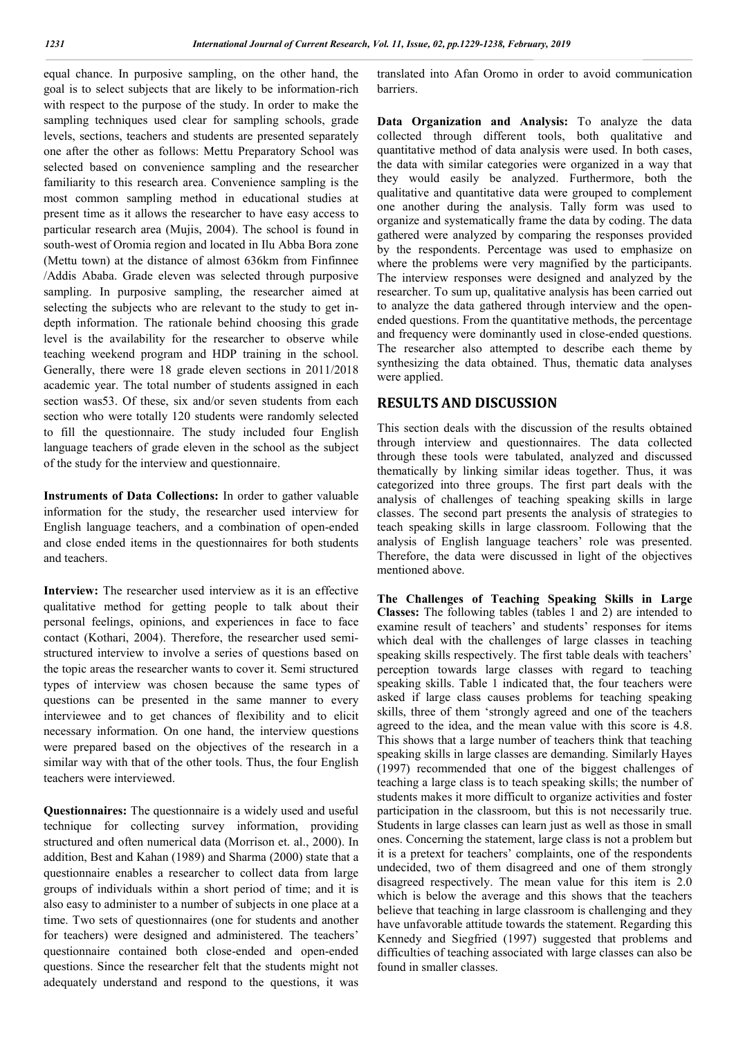equal chance. In purposive sampling, on the other hand, the goal is to select subjects that are likely to be information-rich with respect to the purpose of the study. In order to make the sampling techniques used clear for sampling schools, grade levels, sections, teachers and students are presented separately one after the other as follows: Mettu Preparatory School was selected based on convenience sampling and the researcher familiarity to this research area. Convenience sampling is the most common sampling method in educational studies at present time as it allows the researcher to have easy access to particular research area (Mujis, 2004). The school is found in south-west of Oromia region and located in Ilu Abba Bora zone (Mettu town) at the distance of almost 636km from Finfinnee /Addis Ababa. Grade eleven was selected through purposive sampling. In purposive sampling, the researcher aimed at selecting the subjects who are relevant to the study to get in-depth information. The rationale behind choosing this grade level is the availability for the researcher to observe while teaching weekend program and HDP training in the school. Generally, there were 18 grade eleven sections in 2011/2018 academic year. The total number of students assigned in each section was53. Of these, six and/or seven students from each section who were totally 120 students were randomly selected to fill the questionnaire. The study included four English language teachers of grade eleven in the school as the subject of the study for the interview and questionnaire.

**Instruments of Data Collections:** In order to gather valuable information for the study, the researcher used interview for English language teachers, and a combination of open-ended and close ended items in the questionnaires for both students and teachers.

**Interview:** The researcher used interview as it is an effective qualitative method for getting people to talk about their personal feelings, opinions, and experiences in face to face contact (Kothari, 2004). Therefore, the researcher used semi-structured interview to involve a series of questions based on the topic areas the researcher wants to cover it. Semi structured types of interview was chosen because the same types of questions can be presented in the same manner to every interviewee and to get chances of flexibility and to elicit necessary information. On one hand, the interview questions were prepared based on the objectives of the research in a similar way with that of the other tools. Thus, the four English teachers were interviewed.

**Questionnaires:** The questionnaire is a widely used and useful technique for collecting survey information, providing structured and often numerical data (Morrison et. al., 2000). In addition, Best and Kahan (1989) and Sharma (2000) state that a questionnaire enables a researcher to collect data from large groups of individuals within a short period of time; and it is also easy to administer to a number of subjects in one place at a time. Two sets of questionnaires (one for students and another for teachers) were designed and administered. The teachers' questionnaire contained both close-ended and open-ended questions. Since the researcher felt that the students might not adequately understand and respond to the questions, it was translated into Afan Oromo in order to avoid communication barriers.

**Data Organization and Analysis:** To analyze the data collected through different tools, both qualitative and quantitative method of data analysis were used. In both cases, the data with similar categories were organized in a way that they would easily be analyzed. Furthermore, both the qualitative and quantitative data were grouped to complement one another during the analysis. Tally form was used to organize and systematically frame the data by coding. The data gathered were analyzed by comparing the responses provided by the respondents. Percentage was used to emphasize on where the problems were very magnified by the participants. The interview responses were designed and analyzed by the researcher. To sum up, qualitative analysis has been carried out to analyze the data gathered through interview and the open-ended questions. From the quantitative methods, the percentage and frequency were dominantly used in close-ended questions. The researcher also attempted to describe each theme by synthesizing the data obtained. Thus, thematic data analyses were applied.

## RESULTS AND DISCUSSION

This section deals with the discussion of the results obtained through interview and questionnaires. The data collected through these tools were tabulated, analyzed and discussed thematically by linking similar ideas together. Thus, it was categorized into three groups. The first part deals with the analysis of challenges of teaching speaking skills in large classes. The second part presents the analysis of strategies to teach speaking skills in large classroom. Following that the analysis of English language teachers' role was presented. Therefore, the data were discussed in light of the objectives mentioned above.

**The Challenges of Teaching Speaking Skills in Large Classes:** The following tables (tables 1 and 2) are intended to examine result of teachers' and students' responses for items which deal with the challenges of large classes in teaching speaking skills respectively. The first table deals with teachers' perception towards large classes with regard to teaching speaking skills. Table 1 indicated that, the four teachers were asked if large class causes problems for teaching speaking skills, three of them 'strongly agreed and one of the teachers agreed to the idea, and the mean value with this score is 4.8. This shows that a large number of teachers think that teaching speaking skills in large classes are demanding. Similarly Hayes (1997) recommended that one of the biggest challenges of teaching a large class is to teach speaking skills; the number of students makes it more difficult to organize activities and foster participation in the classroom, but this is not necessarily true. Students in large classes can learn just as well as those in small ones. Concerning the statement, large class is not a problem but it is a pretext for teachers' complaints, one of the respondents undecided, two of them disagreed and one of them strongly disagreed respectively. The mean value for this item is 2.0 which is below the average and this shows that the teachers believe that teaching in large classroom is challenging and they have unfavorable attitude towards the statement. Regarding this Kennedy and Siegfried (1997) suggested that problems and difficulties of teaching associated with large classes can also be found in smaller classes.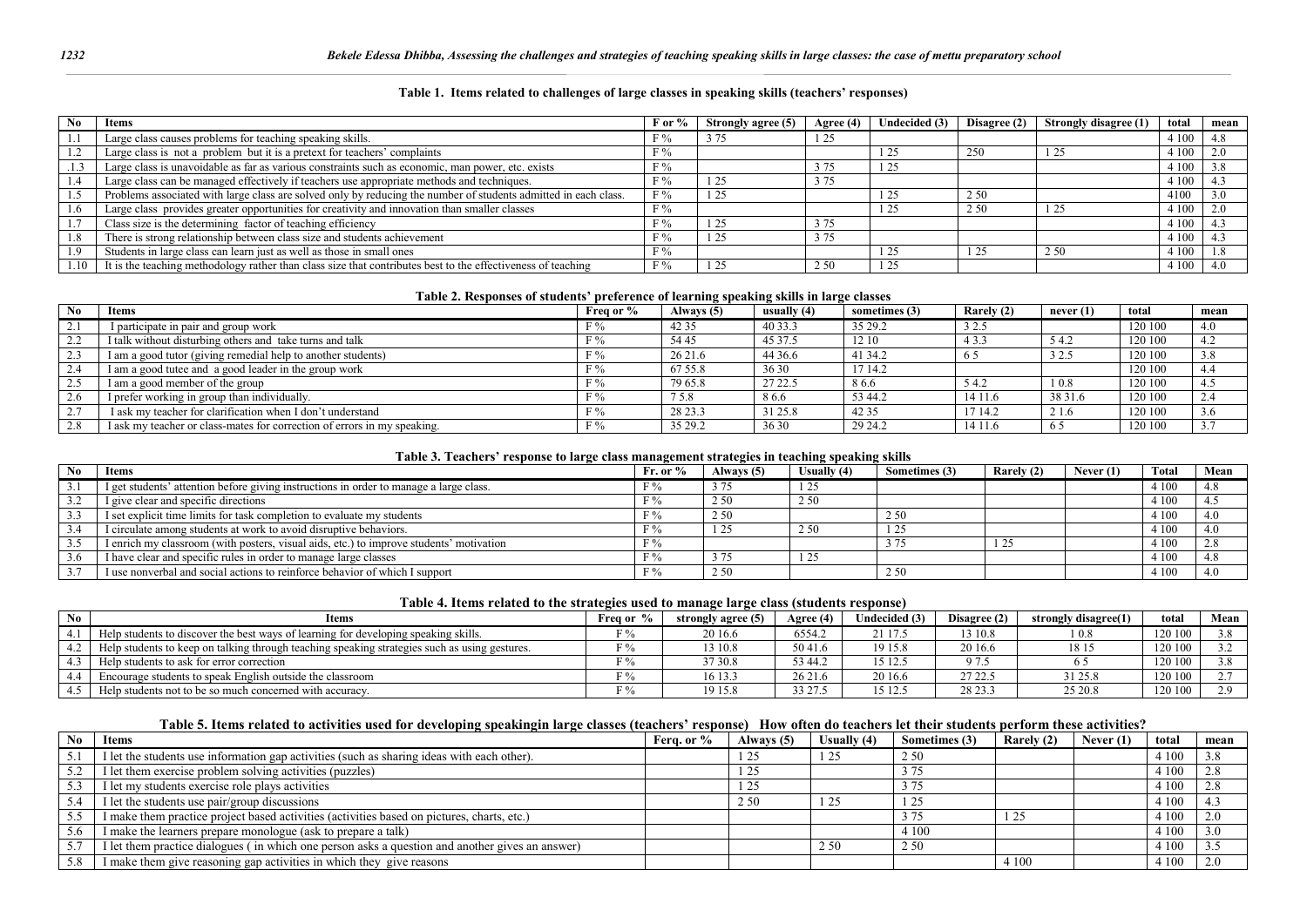**Table 1. Items related to challenges of large classes in speaking skills (teachers' responses)**

| No | Items | F or % | Strongly agree (5) | Agree (4) | Undecided (3) | Disagree (2) | Strongly disagree (1) | total | mean |
|---|---|---|---|---|---|---|---|---|---|
| 1.1 | Large class causes problems for teaching speaking skills. | F % | 3 75 | 1 25 | | | | 4 100 | 4.8 |
| 1.2 | Large class is not a problem but it is a pretext for teachers' complaints | F % | | | 1 25 | 250 | 1 25 | 4 100 | 2.0 |
| .1.3 | Large class is unavoidable as far as various constraints such as economic, man power, etc. exists | F % | | 3 75 | 1 25 | | | 4 100 | 3.8 |
| 1.4 | Large class can be managed effectively if teachers use appropriate methods and techniques. | F % | 1 25 | 3 75 | | | | 4 100 | 4.3 |
| 1.5 | Problems associated with large class are solved only by reducing the number of students admitted in each class. | F % | 1 25 | | 1 25 | 2 50 | | 4100 | 3.0 |
| 1.6 | Large class provides greater opportunities for creativity and innovation than smaller classes | F % | | | 1 25 | 2 50 | 1 25 | 4 100 | 2.0 |
| 1.7 | Class size is the determining factor of teaching efficiency | F % | 1 25 | 3 75 | | | | 4 100 | 4.3 |
| 1.8 | There is strong relationship between class size and students achievement | F % | 1 25 | 3 75 | | | | 4 100 | 4.3 |
| 1.9 | Students in large class can learn just as well as those in small ones | F % | | | 1 25 | 1 25 | 2 50 | 4 100 | 1.8 |
| 1.10 | It is the teaching methodology rather than class size that contributes best to the effectiveness of teaching | F % | 1 25 | 2 50 | 1 25 | | | 4 100 | 4.0 |

**Table 2. Responses of students' preference of learning speaking skills in large classes**

| No | Items | Freq or % | Always (5) | usually (4) | sometimes (3) | Rarely (2) | never (1) | total | mean |
|---|---|---|---|---|---|---|---|---|---|
| 2.1 | I participate in pair and group work | F % | 42 35 | 40 33.3 | 35 29.2 | 3 2.5 | | 120 100 | 4.0 |
| 2.2 | I talk without disturbing others and take turns and talk | F % | 54 45 | 45 37.5 | 12 10 | 4 3.3 | 5 4.2 | 120 100 | 4.2 |
| 2.3 | I am a good tutor (giving remedial help to another students) | F % | 26 21.6 | 44 36.6 | 41 34.2 | 6 5 | 3 2.5 | 120 100 | 3.8 |
| 2.4 | I am a good tutee and a good leader in the group work | F % | 67 55.8 | 36 30 | 17 14.2 | | | 120 100 | 4.4 |
| 2.5 | I am a good member of the group | F % | 79 65.8 | 27 22.5 | 8 6.6 | 5 4.2 | 1 0.8 | 120 100 | 4.5 |
| 2.6 | I prefer working in group than individually. | F % | 7 5.8 | 8 6.6 | 53 44.2 | 14 11.6 | 38 31.6 | 120 100 | 2.4 |
| 2.7 | I ask my teacher for clarification when I don't understand | F % | 28 23.3 | 31 25.8 | 42 35 | 17 14.2 | 2 1.6 | 120 100 | 3.6 |
| 2.8 | I ask my teacher or class-mates for correction of errors in my speaking. | F % | 35 29.2 | 36 30 | 29 24.2 | 14 11.6 | 6 5 | 120 100 | 3.7 |

**Table 3. Teachers' response to large class management strategies in teaching speaking skills**

| No | Items | Fr. or % | Always (5) | Usually (4) | Sometimes (3) | Rarely (2) | Never (1) | Total | Mean |
|---|---|---|---|---|---|---|---|---|---|
| 3.1 | I get students' attention before giving instructions in order to manage a large class. | F % | 3 75 | 1 25 | | | | 4 100 | 4.8 |
| 3.2 | I give clear and specific directions | F % | 2 50 | 2 50 | | | | 4 100 | 4.5 |
| 3.3 | I set explicit time limits for task completion to evaluate my students | F % | 2 50 | | 2 50 | | | 4 100 | 4.0 |
| 3.4 | I circulate among students at work to avoid disruptive behaviors. | F % | 1 25 | 2 50 | 1 25 | | | 4 100 | 4.0 |
| 3.5 | I enrich my classroom (with posters, visual aids, etc.) to improve students' motivation | F % | | | 3 75 | 1 25 | | 4 100 | 2.8 |
| 3.6 | I have clear and specific rules in order to manage large classes | F % | 3 75 | 1 25 | | | | 4 100 | 4.8 |
| 3.7 | I use nonverbal and social actions to reinforce behavior of which I support | F % | 2 50 | | 2 50 | | | 4 100 | 4.0 |

**Table 4. Items related to the strategies used to manage large class (students response)**

| No | Items | Freq or % | strongly agree (5) | Agree (4) | Undecided (3) | Disagree (2) | strongly disagree(1) | total | Mean |
|---|---|---|---|---|---|---|---|---|---|
| 4.1 | Help students to discover the best ways of learning for developing speaking skills. | F % | 20 16.6 | 6554.2 | 21 17.5 | 13 10.8 | 1 0.8 | 120 100 | 3.8 |
| 4.2 | Help students to keep on talking through teaching speaking strategies such as using gestures. | F % | 13 10.8 | 50 41.6 | 19 15.8 | 20 16.6 | 18 15 | 120 100 | 3.2 |
| 4.3 | Help students to ask for error correction | F % | 37 30.8 | 53 44.2 | 15 12.5 | 9 7.5 | 6 5 | 120 100 | 3.8 |
| 4.4 | Encourage students to speak English outside the classroom | F % | 16 13.3 | 26 21.6 | 20 16.6 | 27 22.5 | 31 25.8 | 120 100 | 2.7 |
| 4.5 | Help students not to be so much concerned with accuracy. | F % | 19 15.8 | 33 27.5 | 15 12.5 | 28 23.3 | 25 20.8 | 120 100 | 2.9 |

**Table 5. Items related to activities used for developing speakingin large classes (teachers' response) How often do teachers let their students perform these activities?**

| No | Items | Ferq. or % | Always (5) | Usually (4) | Sometimes (3) | Rarely (2) | Never (1) | total | mean |
|---|---|---|---|---|---|---|---|---|---|
| 5.1 | I let the students use information gap activities (such as sharing ideas with each other). | | 1 25 | 1 25 | 2 50 | | | 4 100 | 3.8 |
| 5.2 | I let them exercise problem solving activities (puzzles) | | 1 25 | | 3 75 | | | 4 100 | 2.8 |
| 5.3 | I let my students exercise role plays activities | | 1 25 | | 3 75 | | | 4 100 | 2.8 |
| 5.4 | I let the students use pair/group discussions | | 2 50 | 1 25 | 1 25 | | | 4 100 | 4.3 |
| 5.5 | I make them practice project based activities (activities based on pictures, charts, etc.) | | | | 3 75 | 1 25 | | 4 100 | 2.0 |
| 5.6 | I make the learners prepare monologue (ask to prepare a talk) | | | | 4 100 | | | 4 100 | 3.0 |
| 5.7 | I let them practice dialogues ( in which one person asks a question and another gives an answer) | | | 2 50 | 2 50 | | | 4 100 | 3.5 |
| 5.8 | I make them give reasoning gap activities in which they give reasons | | | | | 4 100 | | 4 100 | 2.0 |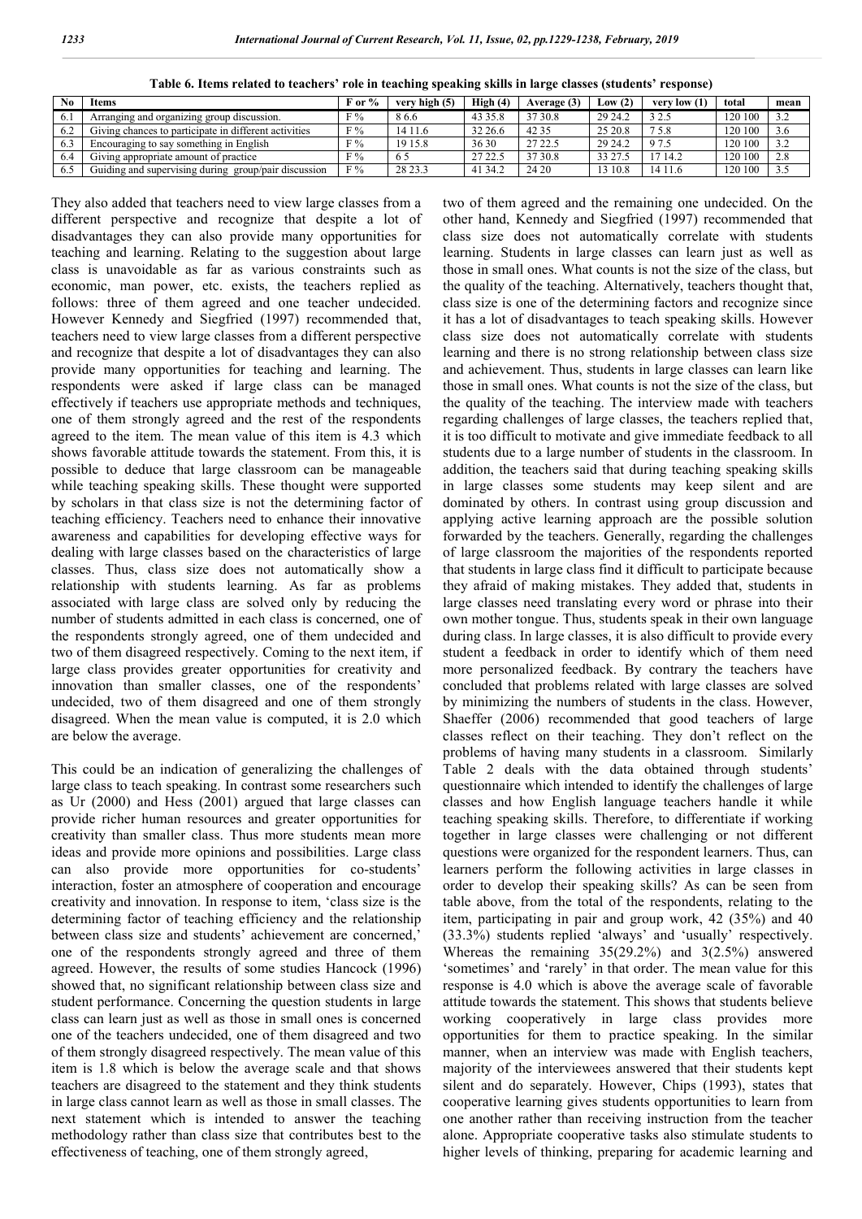**Table 6. Items related to teachers' role in teaching speaking skills in large classes (students' response)**

| No | Items | F or % | very high (5) | High (4) | Average (3) | Low (2) | very low (1) | total | mean |
|---|---|---|---|---|---|---|---|---|---|
| 6.1 | Arranging and organizing group discussion. | F % | 8 6.6 | 43 35.8 | 37 30.8 | 29 24.2 | 3 2.5 | 120 100 | 3.2 |
| 6.2 | Giving chances to participate in different activities | F % | 14 11.6 | 32 26.6 | 42 35 | 25 20.8 | 7 5.8 | 120 100 | 3.6 |
| 6.3 | Encouraging to say something in English | F % | 19 15.8 | 36 30 | 27 22.5 | 29 24.2 | 9 7.5 | 120 100 | 3.2 |
| 6.4 | Giving appropriate amount of practice | F % | 6 5 | 27 22.5 | 37 30.8 | 33 27.5 | 17 14.2 | 120 100 | 2.8 |
| 6.5 | Guiding and supervising during group/pair discussion | F % | 28 23.3 | 41 34.2 | 24 20 | 13 10.8 | 14 11.6 | 120 100 | 3.5 |

They also added that teachers need to view large classes from a different perspective and recognize that despite a lot of disadvantages they can also provide many opportunities for teaching and learning. Relating to the suggestion about large class is unavoidable as far as various constraints such as economic, man power, etc. exists, the teachers replied as follows: three of them agreed and one teacher undecided. However Kennedy and Siegfried (1997) recommended that, teachers need to view large classes from a different perspective and recognize that despite a lot of disadvantages they can also provide many opportunities for teaching and learning. The respondents were asked if large class can be managed effectively if teachers use appropriate methods and techniques, one of them strongly agreed and the rest of the respondents agreed to the item. The mean value of this item is 4.3 which shows favorable attitude towards the statement. From this, it is possible to deduce that large classroom can be manageable while teaching speaking skills. These thought were supported by scholars in that class size is not the determining factor of teaching efficiency. Teachers need to enhance their innovative awareness and capabilities for developing effective ways for dealing with large classes based on the characteristics of large classes. Thus, class size does not automatically show a relationship with students learning. As far as problems associated with large class are solved only by reducing the number of students admitted in each class is concerned, one of the respondents strongly agreed, one of them undecided and two of them disagreed respectively. Coming to the next item, if large class provides greater opportunities for creativity and innovation than smaller classes, one of the respondents' undecided, two of them disagreed and one of them strongly disagreed. When the mean value is computed, it is 2.0 which are below the average.

This could be an indication of generalizing the challenges of large class to teach speaking. In contrast some researchers such as Ur (2000) and Hess (2001) argued that large classes can provide richer human resources and greater opportunities for creativity than smaller class. Thus more students mean more ideas and provide more opinions and possibilities. Large class can also provide more opportunities for co-students' interaction, foster an atmosphere of cooperation and encourage creativity and innovation. In response to item, 'class size is the determining factor of teaching efficiency and the relationship between class size and students' achievement are concerned,' one of the respondents strongly agreed and three of them agreed. However, the results of some studies Hancock (1996) showed that, no significant relationship between class size and student performance. Concerning the question students in large class can learn just as well as those in small ones is concerned one of the teachers undecided, one of them disagreed and two of them strongly disagreed respectively. The mean value of this item is 1.8 which is below the average scale and that shows teachers are disagreed to the statement and they think students in large class cannot learn as well as those in small classes. The next statement which is intended to answer the teaching methodology rather than class size that contributes best to the effectiveness of teaching, one of them strongly agreed, two of them agreed and the remaining one undecided. On the other hand, Kennedy and Siegfried (1997) recommended that class size does not automatically correlate with students learning. Students in large classes can learn just as well as those in small ones. What counts is not the size of the class, but the quality of the teaching. Alternatively, teachers thought that, class size is one of the determining factors and recognize since it has a lot of disadvantages to teach speaking skills. However class size does not automatically correlate with students learning and there is no strong relationship between class size and achievement. Thus, students in large classes can learn like those in small ones. What counts is not the size of the class, but the quality of the teaching. The interview made with teachers regarding challenges of large classes, the teachers replied that, it is too difficult to motivate and give immediate feedback to all students due to a large number of students in the classroom. In addition, the teachers said that during teaching speaking skills in large classes some students may keep silent and are dominated by others. In contrast using group discussion and applying active learning approach are the possible solution forwarded by the teachers. Generally, regarding the challenges of large classroom the majorities of the respondents reported that students in large class find it difficult to participate because they afraid of making mistakes. They added that, students in large classes need translating every word or phrase into their own mother tongue. Thus, students speak in their own language during class. In large classes, it is also difficult to provide every student a feedback in order to identify which of them need more personalized feedback. By contrary the teachers have concluded that problems related with large classes are solved by minimizing the numbers of students in the class. However, Shaeffer (2006) recommended that good teachers of large classes reflect on their teaching. They don't reflect on the problems of having many students in a classroom. Similarly Table 2 deals with the data obtained through students' questionnaire which intended to identify the challenges of large classes and how English language teachers handle it while teaching speaking skills. Therefore, to differentiate if working together in large classes were challenging or not different questions were organized for the respondent learners. Thus, can learners perform the following activities in large classes in order to develop their speaking skills? As can be seen from table above, from the total of the respondents, relating to the item, participating in pair and group work, 42 (35%) and 40 (33.3%) students replied 'always' and 'usually' respectively. Whereas the remaining 35(29.2%) and 3(2.5%) answered 'sometimes' and 'rarely' in that order. The mean value for this response is 4.0 which is above the average scale of favorable attitude towards the statement. This shows that students believe working cooperatively in large class provides more opportunities for them to practice speaking. In the similar manner, when an interview was made with English teachers, majority of the interviewees answered that their students kept silent and do separately. However, Chips (1993), states that cooperative learning gives students opportunities to learn from one another rather than receiving instruction from the teacher alone. Appropriate cooperative tasks also stimulate students to higher levels of thinking, preparing for academic learning and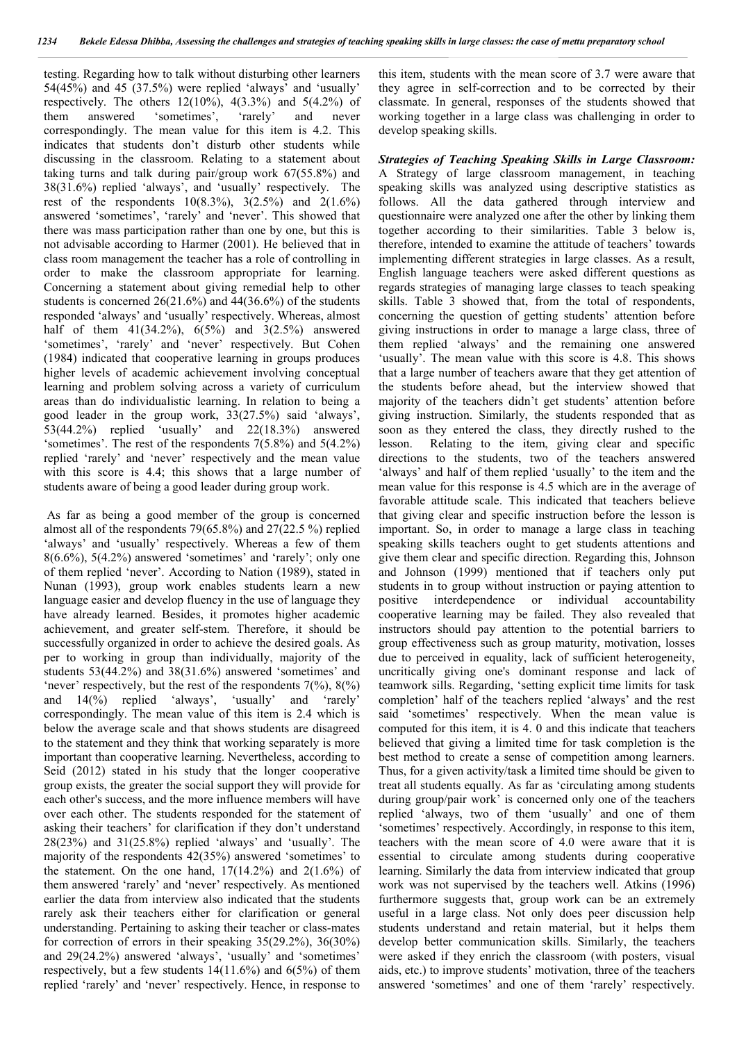testing. Regarding how to talk without disturbing other learners 54(45%) and 45 (37.5%) were replied 'always' and 'usually' respectively. The others 12(10%), 4(3.3%) and 5(4.2%) of them answered 'sometimes', 'rarely' and never correspondingly. The mean value for this item is 4.2. This indicates that students don't disturb other students while discussing in the classroom. Relating to a statement about taking turns and talk during pair/group work 67(55.8%) and 38(31.6%) replied 'always', and 'usually' respectively. The rest of the respondents 10(8.3%), 3(2.5%) and 2(1.6%) answered 'sometimes', 'rarely' and 'never'. This showed that there was mass participation rather than one by one, but this is not advisable according to Harmer (2001). He believed that in class room management the teacher has a role of controlling in order to make the classroom appropriate for learning. Concerning a statement about giving remedial help to other students is concerned 26(21.6%) and 44(36.6%) of the students responded 'always' and 'usually' respectively. Whereas, almost half of them 41(34.2%), 6(5%) and 3(2.5%) answered 'sometimes', 'rarely' and 'never' respectively. But Cohen (1984) indicated that cooperative learning in groups produces higher levels of academic achievement involving conceptual learning and problem solving across a variety of curriculum areas than do individualistic learning. In relation to being a good leader in the group work, 33(27.5%) said 'always', 53(44.2%) replied 'usually' and 22(18.3%) answered 'sometimes'. The rest of the respondents 7(5.8%) and 5(4.2%) replied 'rarely' and 'never' respectively and the mean value with this score is 4.4; this shows that a large number of students aware of being a good leader during group work.

As far as being a good member of the group is concerned almost all of the respondents 79(65.8%) and 27(22.5 %) replied 'always' and 'usually' respectively. Whereas a few of them 8(6.6%), 5(4.2%) answered 'sometimes' and 'rarely'; only one of them replied 'never'. According to Nation (1989), stated in Nunan (1993), group work enables students learn a new language easier and develop fluency in the use of language they have already learned. Besides, it promotes higher academic achievement, and greater self-stem. Therefore, it should be successfully organized in order to achieve the desired goals. As per to working in group than individually, majority of the students 53(44.2%) and 38(31.6%) answered 'sometimes' and 'never' respectively, but the rest of the respondents 7(%), 8(%) and 14(%) replied 'always', 'usually' and 'rarely' correspondingly. The mean value of this item is 2.4 which is below the average scale and that shows students are disagreed to the statement and they think that working separately is more important than cooperative learning. Nevertheless, according to Seid (2012) stated in his study that the longer cooperative group exists, the greater the social support they will provide for each other's success, and the more influence members will have over each other. The students responded for the statement of asking their teachers' for clarification if they don't understand 28(23%) and 31(25.8%) replied 'always' and 'usually'. The majority of the respondents 42(35%) answered 'sometimes' to the statement. On the one hand, 17(14.2%) and 2(1.6%) of them answered 'rarely' and 'never' respectively. As mentioned earlier the data from interview also indicated that the students rarely ask their teachers either for clarification or general understanding. Pertaining to asking their teacher or class-mates for correction of errors in their speaking 35(29.2%), 36(30%) and 29(24.2%) answered 'always', 'usually' and 'sometimes' respectively, but a few students 14(11.6%) and 6(5%) of them replied 'rarely' and 'never' respectively. Hence, in response to this item, students with the mean score of 3.7 were aware that they agree in self-correction and to be corrected by their classmate. In general, responses of the students showed that working together in a large class was challenging in order to develop speaking skills.

***Strategies of Teaching Speaking Skills in Large Classroom:*** A Strategy of large classroom management, in teaching speaking skills was analyzed using descriptive statistics as follows. All the data gathered through interview and questionnaire were analyzed one after the other by linking them together according to their similarities. Table 3 below is, therefore, intended to examine the attitude of teachers' towards implementing different strategies in large classes. As a result, English language teachers were asked different questions as regards strategies of managing large classes to teach speaking skills. Table 3 showed that, from the total of respondents, concerning the question of getting students' attention before giving instructions in order to manage a large class, three of them replied 'always' and the remaining one answered 'usually'. The mean value with this score is 4.8. This shows that a large number of teachers aware that they get attention of the students before ahead, but the interview showed that majority of the teachers didn't get students' attention before giving instruction. Similarly, the students responded that as soon as they entered the class, they directly rushed to the lesson. Relating to the item, giving clear and specific directions to the students, two of the teachers answered 'always' and half of them replied 'usually' to the item and the mean value for this response is 4.5 which are in the average of favorable attitude scale. This indicated that teachers believe that giving clear and specific instruction before the lesson is important. So, in order to manage a large class in teaching speaking skills teachers ought to get students attentions and give them clear and specific direction. Regarding this, Johnson and Johnson (1999) mentioned that if teachers only put students in to group without instruction or paying attention to positive interdependence or individual accountability cooperative learning may be failed. They also revealed that instructors should pay attention to the potential barriers to group effectiveness such as group maturity, motivation, losses due to perceived in equality, lack of sufficient heterogeneity, uncritically giving one's dominant response and lack of teamwork sills. Regarding, 'setting explicit time limits for task completion' half of the teachers replied 'always' and the rest said 'sometimes' respectively. When the mean value is computed for this item, it is 4. 0 and this indicate that teachers believed that giving a limited time for task completion is the best method to create a sense of competition among learners. Thus, for a given activity/task a limited time should be given to treat all students equally. As far as 'circulating among students during group/pair work' is concerned only one of the teachers replied 'always, two of them 'usually' and one of them 'sometimes' respectively. Accordingly, in response to this item, teachers with the mean score of 4.0 were aware that it is essential to circulate among students during cooperative learning. Similarly the data from interview indicated that group work was not supervised by the teachers well. Atkins (1996) furthermore suggests that, group work can be an extremely useful in a large class. Not only does peer discussion help students understand and retain material, but it helps them develop better communication skills. Similarly, the teachers were asked if they enrich the classroom (with posters, visual aids, etc.) to improve students' motivation, three of the teachers answered 'sometimes' and one of them 'rarely' respectively.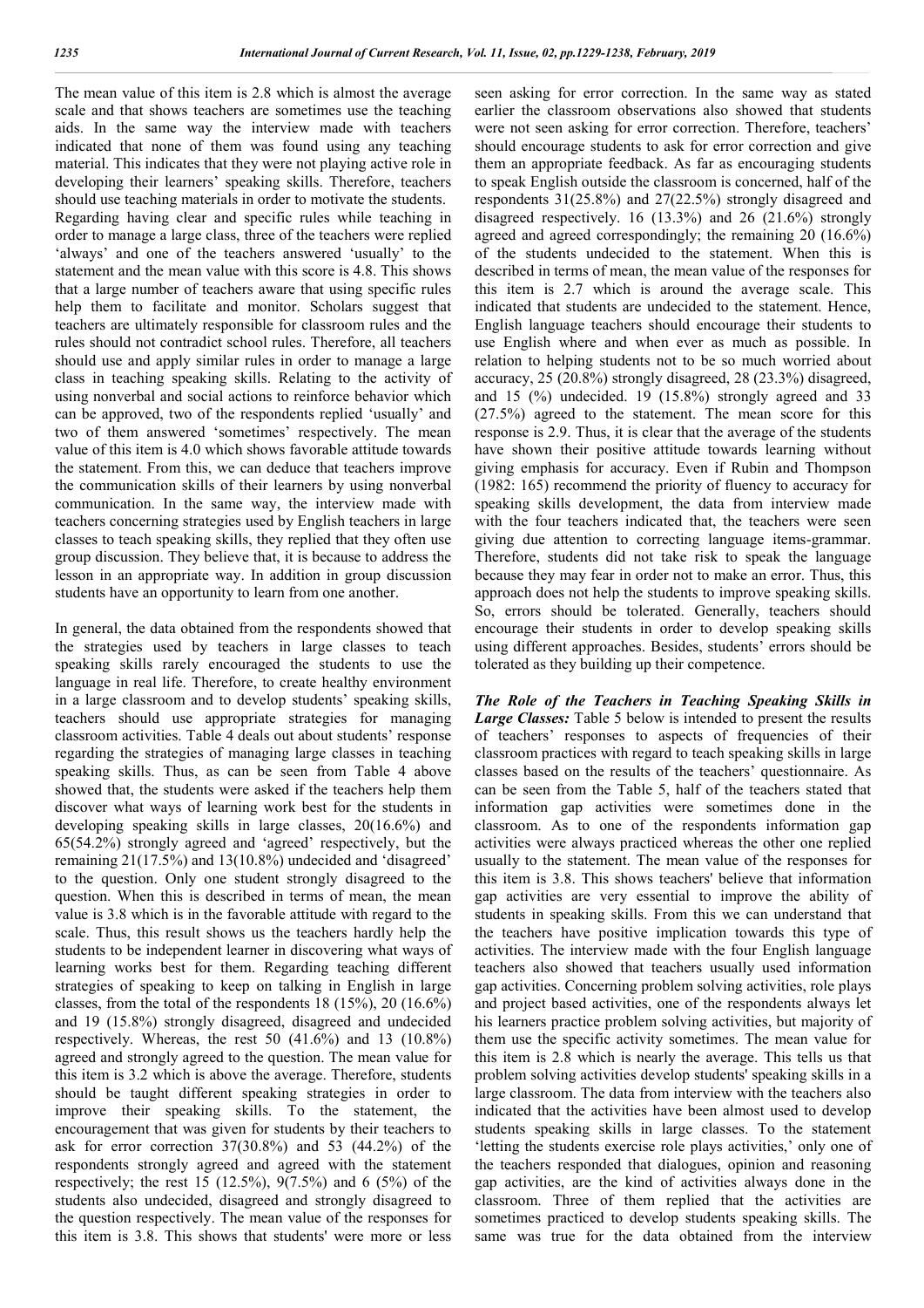The mean value of this item is 2.8 which is almost the average scale and that shows teachers are sometimes use the teaching aids. In the same way the interview made with teachers indicated that none of them was found using any teaching material. This indicates that they were not playing active role in developing their learners' speaking skills. Therefore, teachers should use teaching materials in order to motivate the students. Regarding having clear and specific rules while teaching in order to manage a large class, three of the teachers were replied 'always' and one of the teachers answered 'usually' to the statement and the mean value with this score is 4.8. This shows that a large number of teachers aware that using specific rules help them to facilitate and monitor. Scholars suggest that teachers are ultimately responsible for classroom rules and the rules should not contradict school rules. Therefore, all teachers should use and apply similar rules in order to manage a large class in teaching speaking skills. Relating to the activity of using nonverbal and social actions to reinforce behavior which can be approved, two of the respondents replied 'usually' and two of them answered 'sometimes' respectively. The mean value of this item is 4.0 which shows favorable attitude towards the statement. From this, we can deduce that teachers improve the communication skills of their learners by using nonverbal communication. In the same way, the interview made with teachers concerning strategies used by English teachers in large classes to teach speaking skills, they replied that they often use group discussion. They believe that, it is because to address the lesson in an appropriate way. In addition in group discussion students have an opportunity to learn from one another.

In general, the data obtained from the respondents showed that the strategies used by teachers in large classes to teach speaking skills rarely encouraged the students to use the language in real life. Therefore, to create healthy environment in a large classroom and to develop students' speaking skills, teachers should use appropriate strategies for managing classroom activities. Table 4 deals out about students' response regarding the strategies of managing large classes in teaching speaking skills. Thus, as can be seen from Table 4 above showed that, the students were asked if the teachers help them discover what ways of learning work best for the students in developing speaking skills in large classes, 20(16.6%) and 65(54.2%) strongly agreed and 'agreed' respectively, but the remaining 21(17.5%) and 13(10.8%) undecided and 'disagreed' to the question. Only one student strongly disagreed to the question. When this is described in terms of mean, the mean value is 3.8 which is in the favorable attitude with regard to the scale. Thus, this result shows us the teachers hardly help the students to be independent learner in discovering what ways of learning works best for them. Regarding teaching different strategies of speaking to keep on talking in English in large classes, from the total of the respondents 18 (15%), 20 (16.6%) and 19 (15.8%) strongly disagreed, disagreed and undecided respectively. Whereas, the rest 50 (41.6%) and 13 (10.8%) agreed and strongly agreed to the question. The mean value for this item is 3.2 which is above the average. Therefore, students should be taught different speaking strategies in order to improve their speaking skills. To the statement, the encouragement that was given for students by their teachers to ask for error correction 37(30.8%) and 53 (44.2%) of the respondents strongly agreed and agreed with the statement respectively; the rest 15 (12.5%), 9(7.5%) and 6 (5%) of the students also undecided, disagreed and strongly disagreed to the question respectively. The mean value of the responses for this item is 3.8. This shows that students' were more or less seen asking for error correction. In the same way as stated earlier the classroom observations also showed that students were not seen asking for error correction. Therefore, teachers' should encourage students to ask for error correction and give them an appropriate feedback. As far as encouraging students to speak English outside the classroom is concerned, half of the respondents 31(25.8%) and 27(22.5%) strongly disagreed and disagreed respectively. 16 (13.3%) and 26 (21.6%) strongly agreed and agreed correspondingly; the remaining 20 (16.6%) of the students undecided to the statement. When this is described in terms of mean, the mean value of the responses for this item is 2.7 which is around the average scale. This indicated that students are undecided to the statement. Hence, English language teachers should encourage their students to use English where and when ever as much as possible. In relation to helping students not to be so much worried about accuracy, 25 (20.8%) strongly disagreed, 28 (23.3%) disagreed, and 15 (%) undecided. 19 (15.8%) strongly agreed and 33 (27.5%) agreed to the statement. The mean score for this response is 2.9. Thus, it is clear that the average of the students have shown their positive attitude towards learning without giving emphasis for accuracy. Even if Rubin and Thompson (1982: 165) recommend the priority of fluency to accuracy for speaking skills development, the data from interview made with the four teachers indicated that, the teachers were seen giving due attention to correcting language items-grammar. Therefore, students did not take risk to speak the language because they may fear in order not to make an error. Thus, this approach does not help the students to improve speaking skills. So, errors should be tolerated. Generally, teachers should encourage their students in order to develop speaking skills using different approaches. Besides, students' errors should be tolerated as they building up their competence.

***The Role of the Teachers in Teaching Speaking Skills in Large Classes:*** Table 5 below is intended to present the results of teachers' responses to aspects of frequencies of their classroom practices with regard to teach speaking skills in large classes based on the results of the teachers' questionnaire. As can be seen from the Table 5, half of the teachers stated that information gap activities were sometimes done in the classroom. As to one of the respondents information gap activities were always practiced whereas the other one replied usually to the statement. The mean value of the responses for this item is 3.8. This shows teachers' believe that information gap activities are very essential to improve the ability of students in speaking skills. From this we can understand that the teachers have positive implication towards this type of activities. The interview made with the four English language teachers also showed that teachers usually used information gap activities. Concerning problem solving activities, role plays and project based activities, one of the respondents always let his learners practice problem solving activities, but majority of them use the specific activity sometimes. The mean value for this item is 2.8 which is nearly the average. This tells us that problem solving activities develop students' speaking skills in a large classroom. The data from interview with the teachers also indicated that the activities have been almost used to develop students speaking skills in large classes. To the statement 'letting the students exercise role plays activities,' only one of the teachers responded that dialogues, opinion and reasoning gap activities, are the kind of activities always done in the classroom. Three of them replied that the activities are sometimes practiced to develop students speaking skills. The same was true for the data obtained from the interview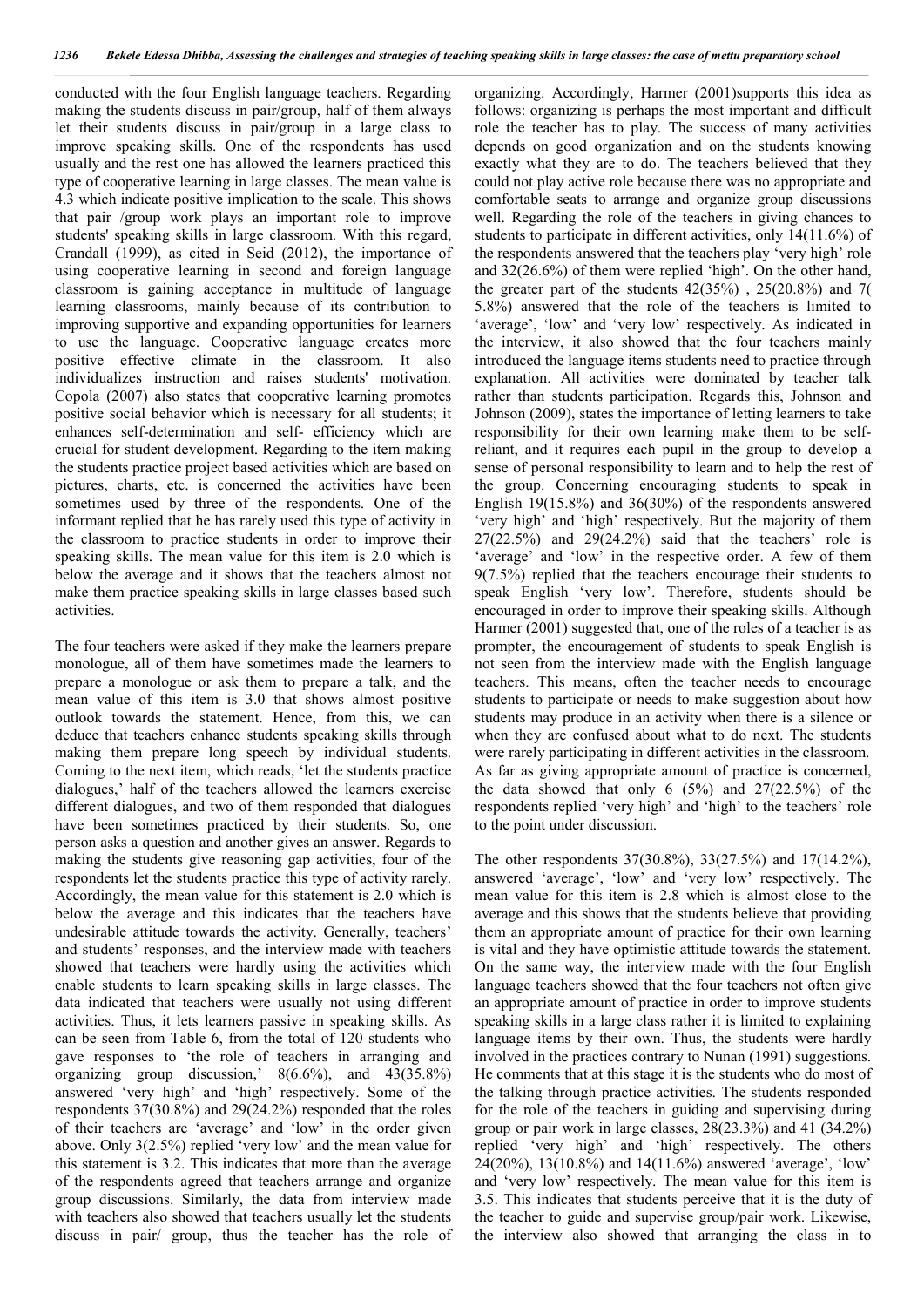conducted with the four English language teachers. Regarding making the students discuss in pair/group, half of them always let their students discuss in pair/group in a large class to improve speaking skills. One of the respondents has used usually and the rest one has allowed the learners practiced this type of cooperative learning in large classes. The mean value is 4.3 which indicate positive implication to the scale. This shows that pair /group work plays an important role to improve students' speaking skills in large classroom. With this regard, Crandall (1999), as cited in Seid (2012), the importance of using cooperative learning in second and foreign language classroom is gaining acceptance in multitude of language learning classrooms, mainly because of its contribution to improving supportive and expanding opportunities for learners to use the language. Cooperative language creates more positive effective climate in the classroom. It also individualizes instruction and raises students' motivation. Copola (2007) also states that cooperative learning promotes positive social behavior which is necessary for all students; it enhances self-determination and self- efficiency which are crucial for student development. Regarding to the item making the students practice project based activities which are based on pictures, charts, etc. is concerned the activities have been sometimes used by three of the respondents. One of the informant replied that he has rarely used this type of activity in the classroom to practice students in order to improve their speaking skills. The mean value for this item is 2.0 which is below the average and it shows that the teachers almost not make them practice speaking skills in large classes based such activities.

The four teachers were asked if they make the learners prepare monologue, all of them have sometimes made the learners to prepare a monologue or ask them to prepare a talk, and the mean value of this item is 3.0 that shows almost positive outlook towards the statement. Hence, from this, we can deduce that teachers enhance students speaking skills through making them prepare long speech by individual students. Coming to the next item, which reads, 'let the students practice dialogues,' half of the teachers allowed the learners exercise different dialogues, and two of them responded that dialogues have been sometimes practiced by their students. So, one person asks a question and another gives an answer. Regards to making the students give reasoning gap activities, four of the respondents let the students practice this type of activity rarely. Accordingly, the mean value for this statement is 2.0 which is below the average and this indicates that the teachers have undesirable attitude towards the activity. Generally, teachers' and students' responses, and the interview made with teachers showed that teachers were hardly using the activities which enable students to learn speaking skills in large classes. The data indicated that teachers were usually not using different activities. Thus, it lets learners passive in speaking skills. As can be seen from Table 6, from the total of 120 students who gave responses to 'the role of teachers in arranging and organizing group discussion,' 8(6.6%), and 43(35.8%) answered 'very high' and 'high' respectively. Some of the respondents 37(30.8%) and 29(24.2%) responded that the roles of their teachers are 'average' and 'low' in the order given above. Only 3(2.5%) replied 'very low' and the mean value for this statement is 3.2. This indicates that more than the average of the respondents agreed that teachers arrange and organize group discussions. Similarly, the data from interview made with teachers also showed that teachers usually let the students discuss in pair/ group, thus the teacher has the role of organizing. Accordingly, Harmer (2001)supports this idea as follows: organizing is perhaps the most important and difficult role the teacher has to play. The success of many activities depends on good organization and on the students knowing exactly what they are to do. The teachers believed that they could not play active role because there was no appropriate and comfortable seats to arrange and organize group discussions well. Regarding the role of the teachers in giving chances to students to participate in different activities, only 14(11.6%) of the respondents answered that the teachers play 'very high' role and 32(26.6%) of them were replied 'high'. On the other hand, the greater part of the students 42(35%) , 25(20.8%) and 7( 5.8%) answered that the role of the teachers is limited to 'average', 'low' and 'very low' respectively. As indicated in the interview, it also showed that the four teachers mainly introduced the language items students need to practice through explanation. All activities were dominated by teacher talk rather than students participation. Regards this, Johnson and Johnson (2009), states the importance of letting learners to take responsibility for their own learning make them to be self-reliant, and it requires each pupil in the group to develop a sense of personal responsibility to learn and to help the rest of the group. Concerning encouraging students to speak in English 19(15.8%) and 36(30%) of the respondents answered 'very high' and 'high' respectively. But the majority of them 27(22.5%) and 29(24.2%) said that the teachers' role is 'average' and 'low' in the respective order. A few of them 9(7.5%) replied that the teachers encourage their students to speak English 'very low'. Therefore, students should be encouraged in order to improve their speaking skills. Although Harmer (2001) suggested that, one of the roles of a teacher is as prompter, the encouragement of students to speak English is not seen from the interview made with the English language teachers. This means, often the teacher needs to encourage students to participate or needs to make suggestion about how students may produce in an activity when there is a silence or when they are confused about what to do next. The students were rarely participating in different activities in the classroom. As far as giving appropriate amount of practice is concerned, the data showed that only 6 (5%) and 27(22.5%) of the respondents replied 'very high' and 'high' to the teachers' role to the point under discussion.

The other respondents 37(30.8%), 33(27.5%) and 17(14.2%), answered 'average', 'low' and 'very low' respectively. The mean value for this item is 2.8 which is almost close to the average and this shows that the students believe that providing them an appropriate amount of practice for their own learning is vital and they have optimistic attitude towards the statement. On the same way, the interview made with the four English language teachers showed that the four teachers not often give an appropriate amount of practice in order to improve students speaking skills in a large class rather it is limited to explaining language items by their own. Thus, the students were hardly involved in the practices contrary to Nunan (1991) suggestions. He comments that at this stage it is the students who do most of the talking through practice activities. The students responded for the role of the teachers in guiding and supervising during group or pair work in large classes, 28(23.3%) and 41 (34.2%) replied 'very high' and 'high' respectively. The others 24(20%), 13(10.8%) and 14(11.6%) answered 'average', 'low' and 'very low' respectively. The mean value for this item is 3.5. This indicates that students perceive that it is the duty of the teacher to guide and supervise group/pair work. Likewise, the interview also showed that arranging the class in to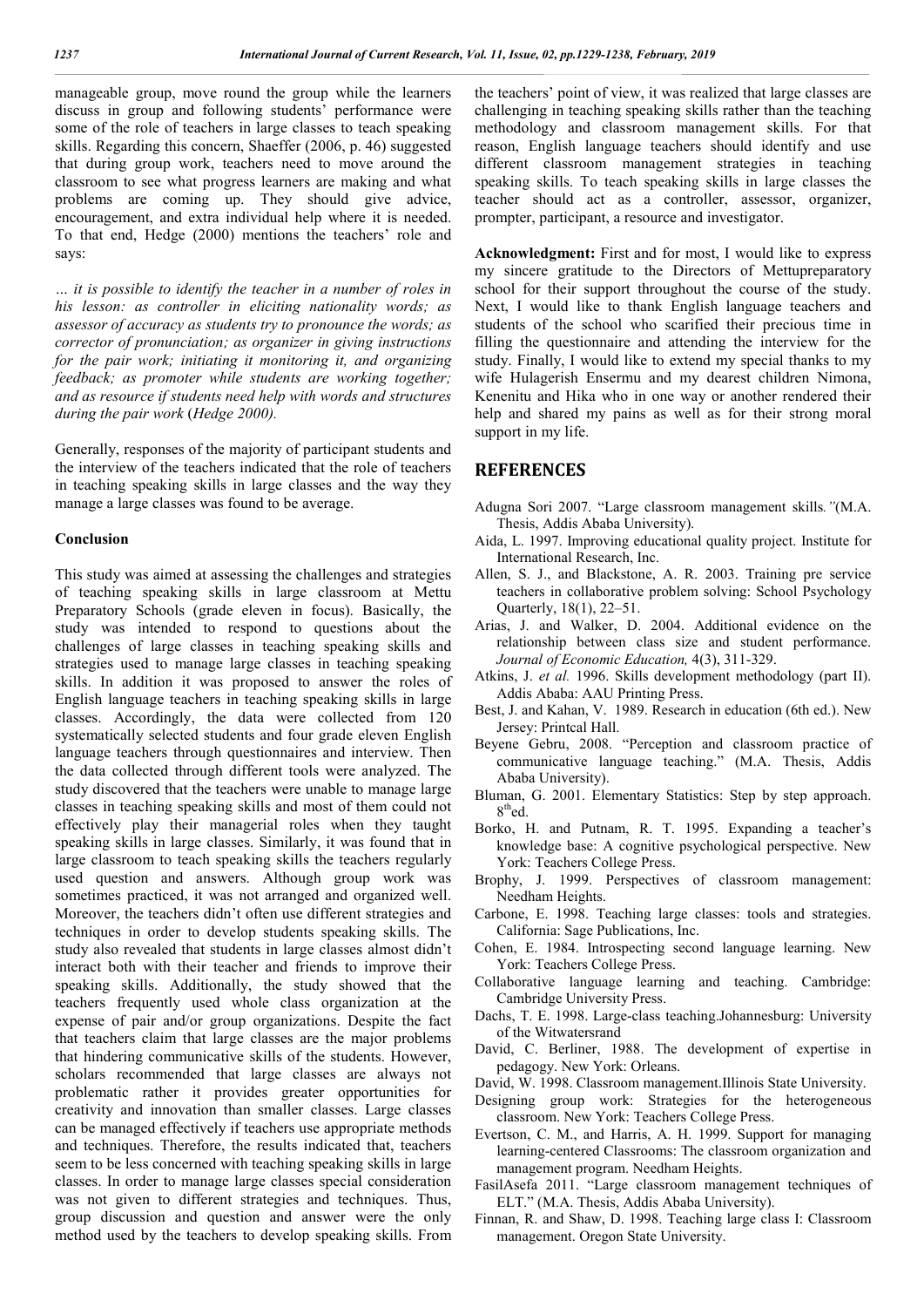manageable group, move round the group while the learners discuss in group and following students' performance were some of the role of teachers in large classes to teach speaking skills. Regarding this concern, Shaeffer (2006, p. 46) suggested that during group work, teachers need to move around the classroom to see what progress learners are making and what problems are coming up. They should give advice, encouragement, and extra individual help where it is needed. To that end, Hedge (2000) mentions the teachers' role and says:

*… it is possible to identify the teacher in a number of roles in his lesson: as controller in eliciting nationality words; as assessor of accuracy as students try to pronounce the words; as corrector of pronunciation; as organizer in giving instructions for the pair work; initiating it monitoring it, and organizing feedback; as promoter while students are working together; and as resource if students need help with words and structures during the pair work* (*Hedge 2000).*

Generally, responses of the majority of participant students and the interview of the teachers indicated that the role of teachers in teaching speaking skills in large classes and the way they manage a large classes was found to be average.

**Conclusion**

This study was aimed at assessing the challenges and strategies of teaching speaking skills in large classroom at Mettu Preparatory Schools (grade eleven in focus). Basically, the study was intended to respond to questions about the challenges of large classes in teaching speaking skills and strategies used to manage large classes in teaching speaking skills. In addition it was proposed to answer the roles of English language teachers in teaching speaking skills in large classes. Accordingly, the data were collected from 120 systematically selected students and four grade eleven English language teachers through questionnaires and interview. Then the data collected through different tools were analyzed. The study discovered that the teachers were unable to manage large classes in teaching speaking skills and most of them could not effectively play their managerial roles when they taught speaking skills in large classes. Similarly, it was found that in large classroom to teach speaking skills the teachers regularly used question and answers. Although group work was sometimes practiced, it was not arranged and organized well. Moreover, the teachers didn't often use different strategies and techniques in order to develop students speaking skills. The study also revealed that students in large classes almost didn't interact both with their teacher and friends to improve their speaking skills. Additionally, the study showed that the teachers frequently used whole class organization at the expense of pair and/or group organizations. Despite the fact that teachers claim that large classes are the major problems that hindering communicative skills of the students. However, scholars recommended that large classes are always not problematic rather it provides greater opportunities for creativity and innovation than smaller classes. Large classes can be managed effectively if teachers use appropriate methods and techniques. Therefore, the results indicated that, teachers seem to be less concerned with teaching speaking skills in large classes. In order to manage large classes special consideration was not given to different strategies and techniques. Thus, group discussion and question and answer were the only method used by the teachers to develop speaking skills. From the teachers' point of view, it was realized that large classes are challenging in teaching speaking skills rather than the teaching methodology and classroom management skills. For that reason, English language teachers should identify and use different classroom management strategies in teaching speaking skills. To teach speaking skills in large classes the teacher should act as a controller, assessor, organizer, prompter, participant, a resource and investigator.

**Acknowledgment:** First and for most, I would like to express my sincere gratitude to the Directors of Mettupreparatory school for their support throughout the course of the study. Next, I would like to thank English language teachers and students of the school who scarified their precious time in filling the questionnaire and attending the interview for the study. Finally, I would like to extend my special thanks to my wife Hulagerish Ensermu and my dearest children Nimona, Kenenitu and Hika who in one way or another rendered their help and shared my pains as well as for their strong moral support in my life.

## REFERENCES

Adugna Sori 2007. "Large classroom management skills*."*(M.A. Thesis, Addis Ababa University).

Aida, L. 1997. Improving educational quality project. Institute for International Research, Inc.

Allen, S. J., and Blackstone, A. R. 2003. Training pre service teachers in collaborative problem solving: School Psychology Quarterly, 18(1), 22–51.

Arias, J. and Walker, D. 2004. Additional evidence on the relationship between class size and student performance. *Journal of Economic Education,* 4(3), 311-329.

Atkins, J. *et al.* 1996. Skills development methodology (part II). Addis Ababa: AAU Printing Press.

Best, J. and Kahan, V. 1989. Research in education (6th ed.). New Jersey: Printcal Hall.

Beyene Gebru, 2008. "Perception and classroom practice of communicative language teaching." (M.A. Thesis, Addis Ababa University).

Bluman, G. 2001. Elementary Statistics: Step by step approach. 8thed.

Borko, H. and Putnam, R. T. 1995. Expanding a teacher's knowledge base: A cognitive psychological perspective. New York: Teachers College Press.

Brophy, J. 1999. Perspectives of classroom management: Needham Heights.

Carbone, E. 1998. Teaching large classes: tools and strategies. California: Sage Publications, Inc.

Cohen, E. 1984. Introspecting second language learning. New York: Teachers College Press.

Collaborative language learning and teaching. Cambridge: Cambridge University Press.

Dachs, T. E. 1998. Large-class teaching.Johannesburg: University of the Witwatersrand

David, C. Berliner, 1988. The development of expertise in pedagogy. New York: Orleans.

David, W. 1998. Classroom management.Illinois State University.

Designing group work: Strategies for the heterogeneous classroom. New York: Teachers College Press.

Evertson, C. M., and Harris, A. H. 1999. Support for managing learning-centered Classrooms: The classroom organization and management program. Needham Heights.

FasilAsefa 2011. "Large classroom management techniques of ELT." (M.A. Thesis, Addis Ababa University).

Finnan, R. and Shaw, D. 1998. Teaching large class I: Classroom management. Oregon State University.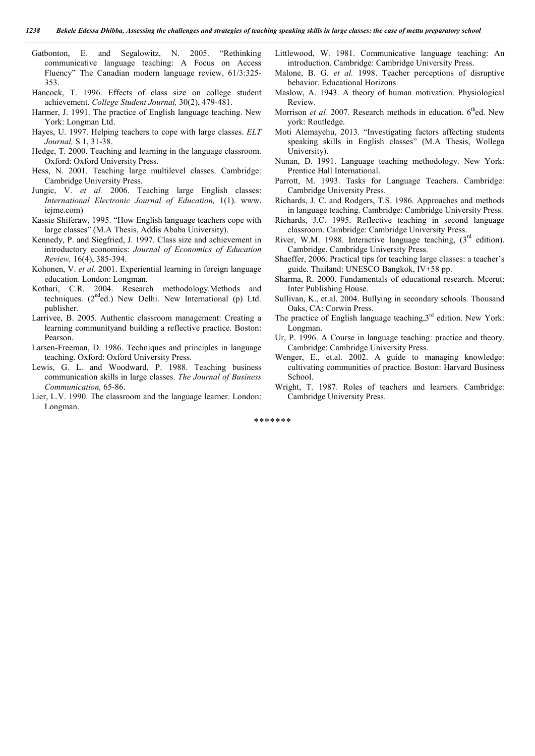Gatbonton, E. and Segalowitz, N. 2005. "Rethinking communicative language teaching: A Focus on Access Fluency" The Canadian modern language review, 61/3:325-353.

Hancock, T. 1996. Effects of class size on college student achievement. *College Student Journal,* 30(2), 479-481.

Harmer, J. 1991. The practice of English language teaching. New York: Longman Ltd.

Hayes, U. 1997. Helping teachers to cope with large classes. *ELT Journal,* S 1, 31-38.

Hedge, T. 2000. Teaching and learning in the language classroom. Oxford: Oxford University Press.

Hess, N. 2001. Teaching large multilevel classes. Cambridge: Cambridge University Press.

Jungic, V. *et al.* 2006. Teaching large English classes: *International Electronic Journal of Education,* 1(1). www. iejme.com)

Kassie Shiferaw, 1995. "How English language teachers cope with large classes" (M.A Thesis, Addis Ababa University).

Kennedy, P. and Siegfried, J. 1997. Class size and achievement in introductory economics: *Journal of Economics of Education Review,* 16(4), 385-394.

Kohonen, V. *et al.* 2001. Experiential learning in foreign language education. London: Longman.

Kothari, C.R. 2004. Research methodology.Methods and techniques. (2[nd]ed.) New Delhi. New International (p) Ltd. publisher.

Larrivee, B. 2005. Authentic classroom management: Creating a learning communityand building a reflective practice. Boston: Pearson.

Larsen-Freeman, D. 1986. Techniques and principles in language teaching. Oxford: Oxford University Press.

Lewis, G. L. and Woodward, P. 1988. Teaching business communication skills in large classes. *The Journal of Business Communication,* 65-86.

Lier, L.V. 1990. The classroom and the language learner. London: Longman.

Littlewood, W. 1981. Communicative language teaching: An introduction. Cambridge: Cambridge University Press.

Malone, B. G. *et al.* 1998. Teacher perceptions of disruptive behavior. Educational Horizons

Maslow, A. 1943. A theory of human motivation. Physiological Review.

Morrison *et al.* 2007. Research methods in education. 6[th]ed. New york: Routledge.

Moti Alemayehu, 2013. "Investigating factors affecting students speaking skills in English classes" (M.A Thesis, Wollega University).

Nunan, D. 1991. Language teaching methodology. New York: Prentice Hall International.

Parrott, M. 1993. Tasks for Language Teachers. Cambridge: Cambridge University Press.

Richards, J. C. and Rodgers, T.S. 1986. Approaches and methods in language teaching. Cambridge: Cambridge University Press.

Richards, J.C. 1995. Reflective teaching in second language classroom. Cambridge: Cambridge University Press.

River, W.M. 1988. Interactive language teaching, (3[rd] edition). Cambridge. Cambridge University Press.

Shaeffer, 2006. Practical tips for teaching large classes: a teacher's guide. Thailand: UNESCO Bangkok, IV+58 pp.

Sharma, R. 2000. Fundamentals of educational research. Mcerut: Inter Publishing House.

Sullivan, K., et.al. 2004. Bullying in secondary schools. Thousand Oaks, CA: Corwin Press.

The practice of English language teaching,3[rd] edition. New York: Longman.

Ur, P. 1996. A Course in language teaching: practice and theory. Cambridge: Cambridge University Press.

Wenger, E., et.al. 2002. A guide to managing knowledge: cultivating communities of practice. Boston: Harvard Business School.

Wright, T. 1987. Roles of teachers and learners. Cambridge: Cambridge University Press.

*******